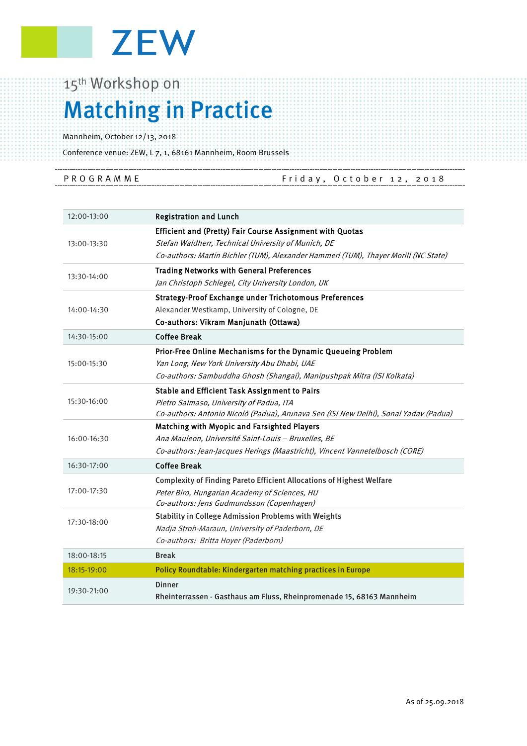ZEW

15th Workshop on

# Matching in Practice

Mannheim, October 12/13, 2018

Conference venue: ZEW, L 7, 1, 68161 Mannheim, Room Brussels

PROGRAMME — Friday, October 12, 2018

| Time | Programme |
|---|---|
| 12:00-13:00 | **Registration and Lunch** |
| 13:00-13:30 | **Efficient and (Pretty) Fair Course Assignment with Quotas**<br>*Stefan Waldherr, Technical University of Munich, DE*<br>*Co-authors: Martin Bichler (TUM), Alexander Hammerl (TUM), Thayer Morill (NC State)* |
| 13:30-14:00 | **Trading Networks with General Preferences**<br>*Jan Christoph Schlegel, City University London, UK* |
| 14:00-14:30 | **Strategy-Proof Exchange under Trichotomous Preferences**<br>Alexander Westkamp, University of Cologne, DE<br>**Co-authors: Vikram Manjunath (Ottawa)** |
| 14:30-15:00 | **Coffee Break** |
| 15:00-15:30 | **Prior-Free Online Mechanisms for the Dynamic Queueing Problem**<br>*Yan Long, New York University Abu Dhabi, UAE*<br>*Co-authors: Sambuddha Ghosh (Shangai), Manipushpak Mitra (ISI Kolkata)* |
| 15:30-16:00 | **Stable and Efficient Task Assignment to Pairs**<br>*Pietro Salmaso, University of Padua, ITA*<br>*Co-authors: Antonio Nicolò (Padua), Arunava Sen (ISI New Delhi), Sonal Yadav (Padua)* |
| 16:00-16:30 | **Matching with Myopic and Farsighted Players**<br>*Ana Mauleon, Université Saint-Louis – Bruxelles, BE*<br>*Co-authors: Jean-Jacques Herings (Maastricht), Vincent Vannetelbosch (CORE)* |
| 16:30-17:00 | **Coffee Break** |
| 17:00-17:30 | **Complexity of Finding Pareto Efficient Allocations of Highest Welfare**<br>*Peter Biro, Hungarian Academy of Sciences, HU*<br>*Co-authors: Jens Gudmundsson (Copenhagen)* |
| 17:30-18:00 | **Stability in College Admission Problems with Weights**<br>*Nadja Stroh-Maraun, University of Paderborn, DE*<br>*Co-authors: Britta Hoyer (Paderborn)* |
| 18:00-18:15 | **Break** |
| 18:15-19:00 | **Policy Roundtable: Kindergarten matching practices in Europe** |
| 19:30-21:00 | **Dinner**<br>**Rheinterrassen - Gasthaus am Fluss, Rheinpromenade 15, 68163 Mannheim** |

As of 25.09.2018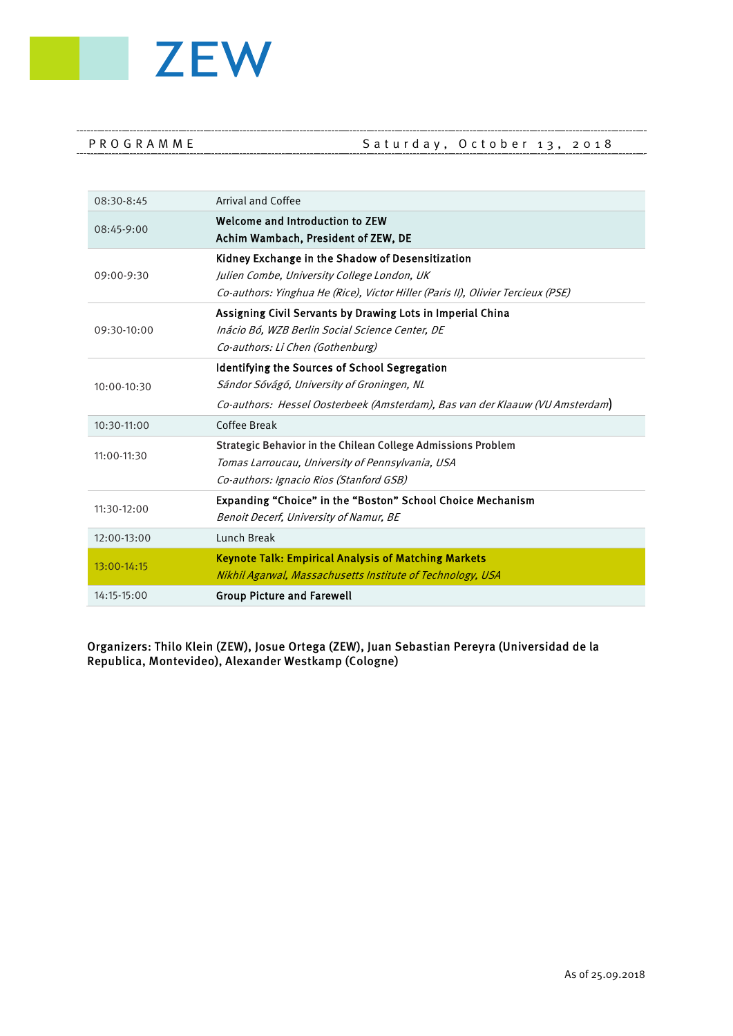ZEW

PROGRAMME — Saturday, October 13, 2018

| | |
|---|---|
| 08:30-8:45 | Arrival and Coffee |
| 08:45-9:00 | **Welcome and Introduction to ZEW**<br>**Achim Wambach, President of ZEW, DE** |
| 09:00-9:30 | **Kidney Exchange in the Shadow of Desensitization**<br>*Julien Combe, University College London, UK*<br>*Co-authors: Yinghua He (Rice), Victor Hiller (Paris II), Olivier Tercieux (PSE)* |
| 09:30-10:00 | **Assigning Civil Servants by Drawing Lots in Imperial China**<br>*Inácio Bó, WZB Berlin Social Science Center, DE*<br>*Co-authors: Li Chen (Gothenburg)* |
| 10:00-10:30 | **Identifying the Sources of School Segregation**<br>*Sándor Sóvágó, University of Groningen, NL*<br>*Co-authors: Hessel Oosterbeek (Amsterdam), Bas van der Klaauw (VU Amsterdam)* |
| 10:30-11:00 | Coffee Break |
| 11:00-11:30 | **Strategic Behavior in the Chilean College Admissions Problem**<br>*Tomas Larroucau, University of Pennsylvania, USA*<br>*Co-authors: Ignacio Rios (Stanford GSB)* |
| 11:30-12:00 | **Expanding "Choice" in the "Boston" School Choice Mechanism**<br>*Benoit Decerf, University of Namur, BE* |
| 12:00-13:00 | Lunch Break |
| 13:00-14:15 | **Keynote Talk: Empirical Analysis of Matching Markets**<br>*Nikhil Agarwal, Massachusetts Institute of Technology, USA* |
| 14:15-15:00 | **Group Picture and Farewell** |

Organizers: Thilo Klein (ZEW), Josue Ortega (ZEW), Juan Sebastian Pereyra (Universidad de la Republica, Montevideo), Alexander Westkamp (Cologne)

As of 25.09.2018